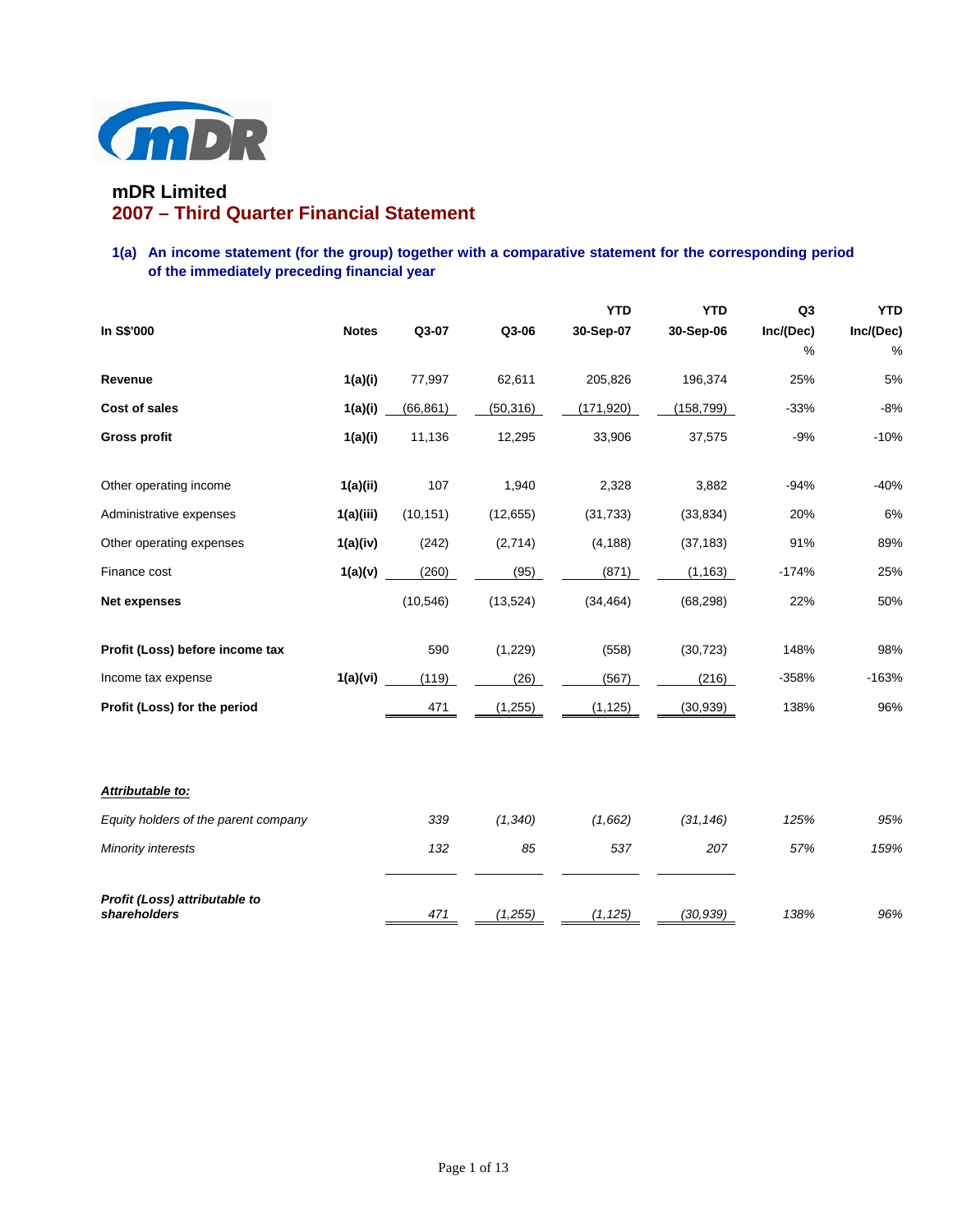# mDR Limited

## 2007 – Third Quarter Financial Statement

### 1(a) An income statement (for the group) together with a comparative statement for the corresponding period of the immediately preceding financial year

| In S$'000 | Notes | Q3-07 | Q3-06 | YTD 30-Sep-07 | YTD 30-Sep-06 | Q3 Inc/(Dec) % | YTD Inc/(Dec) % |
|---|---|---|---|---|---|---|---|
| **Revenue** | **1(a)(i)** | 77,997 | 62,611 | 205,826 | 196,374 | 25% | 5% |
| **Cost of sales** | **1(a)(i)** | (66,861) | (50,316) | (171,920) | (158,799) | -33% | -8% |
| **Gross profit** | **1(a)(i)** | 11,136 | 12,295 | 33,906 | 37,575 | -9% | -10% |
| Other operating income | **1(a)(ii)** | 107 | 1,940 | 2,328 | 3,882 | -94% | -40% |
| Administrative expenses | **1(a)(iii)** | (10,151) | (12,655) | (31,733) | (33,834) | 20% | 6% |
| Other operating expenses | **1(a)(iv)** | (242) | (2,714) | (4,188) | (37,183) | 91% | 89% |
| Finance cost | **1(a)(v)** | (260) | (95) | (871) | (1,163) | -174% | 25% |
| **Net expenses** | | (10,546) | (13,524) | (34,464) | (68,298) | 22% | 50% |
| **Profit (Loss) before income tax** | | 590 | (1,229) | (558) | (30,723) | 148% | 98% |
| Income tax expense | **1(a)(vi)** | (119) | (26) | (567) | (216) | -358% | -163% |
| **Profit (Loss) for the period** | | 471 | (1,255) | (1,125) | (30,939) | 138% | 96% |
| ***Attributable to:*** | | | | | | | |
| *Equity holders of the parent company* | | *339* | *(1,340)* | *(1,662)* | *(31,146)* | *125%* | *95%* |
| *Minority interests* | | *132* | *85* | *537* | *207* | *57%* | *159%* |
| ***Profit (Loss) attributable to shareholders*** | | *471* | *(1,255)* | *(1,125)* | *(30,939)* | *138%* | *96%* |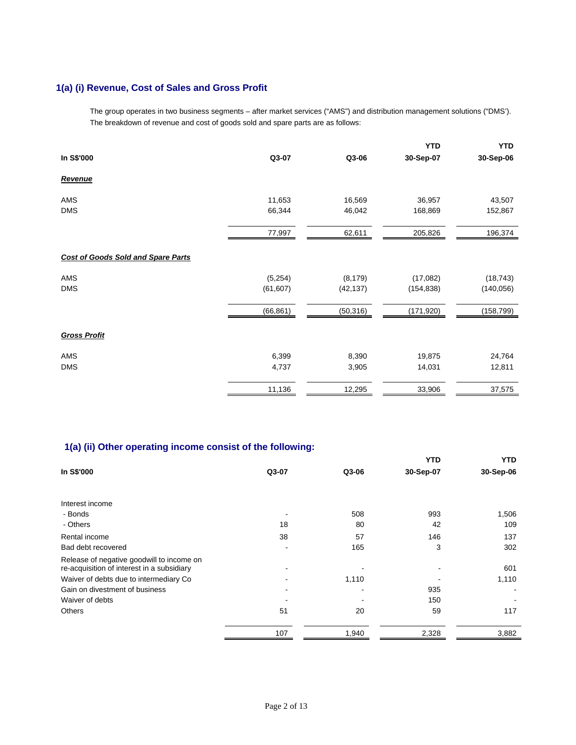## 1(a) (i) Revenue, Cost of Sales and Gross Profit

The group operates in two business segments – after market services ("AMS") and distribution management solutions ("DMS'). The breakdown of revenue and cost of goods sold and spare parts are as follows:

| In S$'000 | Q3-07 | Q3-06 | YTD 30-Sep-07 | YTD 30-Sep-06 |
|---|---|---|---|---|
| ***Revenue*** | | | | |
| AMS | 11,653 | 16,569 | 36,957 | 43,507 |
| DMS | 66,344 | 46,042 | 168,869 | 152,867 |
| | 77,997 | 62,611 | 205,826 | 196,374 |
| ***Cost of Goods Sold and Spare Parts*** | | | | |
| AMS | (5,254) | (8,179) | (17,082) | (18,743) |
| DMS | (61,607) | (42,137) | (154,838) | (140,056) |
| | (66,861) | (50,316) | (171,920) | (158,799) |
| ***Gross Profit*** | | | | |
| AMS | 6,399 | 8,390 | 19,875 | 24,764 |
| DMS | 4,737 | 3,905 | 14,031 | 12,811 |
| | 11,136 | 12,295 | 33,906 | 37,575 |

## 1(a) (ii) Other operating income consist of the following:

| In S$'000 | Q3-07 | Q3-06 | YTD 30-Sep-07 | YTD 30-Sep-06 |
|---|---|---|---|---|
| Interest income | | | | |
| - Bonds | - | 508 | 993 | 1,506 |
| - Others | 18 | 80 | 42 | 109 |
| Rental income | 38 | 57 | 146 | 137 |
| Bad debt recovered | - | 165 | 3 | 302 |
| Release of negative goodwill to income on re-acquisition of interest in a subsidiary | - | - | - | 601 |
| Waiver of debts due to intermediary Co | - | 1,110 | - | 1,110 |
| Gain on divestment of business | - | - | 935 | - |
| Waiver of debts | - | - | 150 | - |
| Others | 51 | 20 | 59 | 117 |
| | 107 | 1,940 | 2,328 | 3,882 |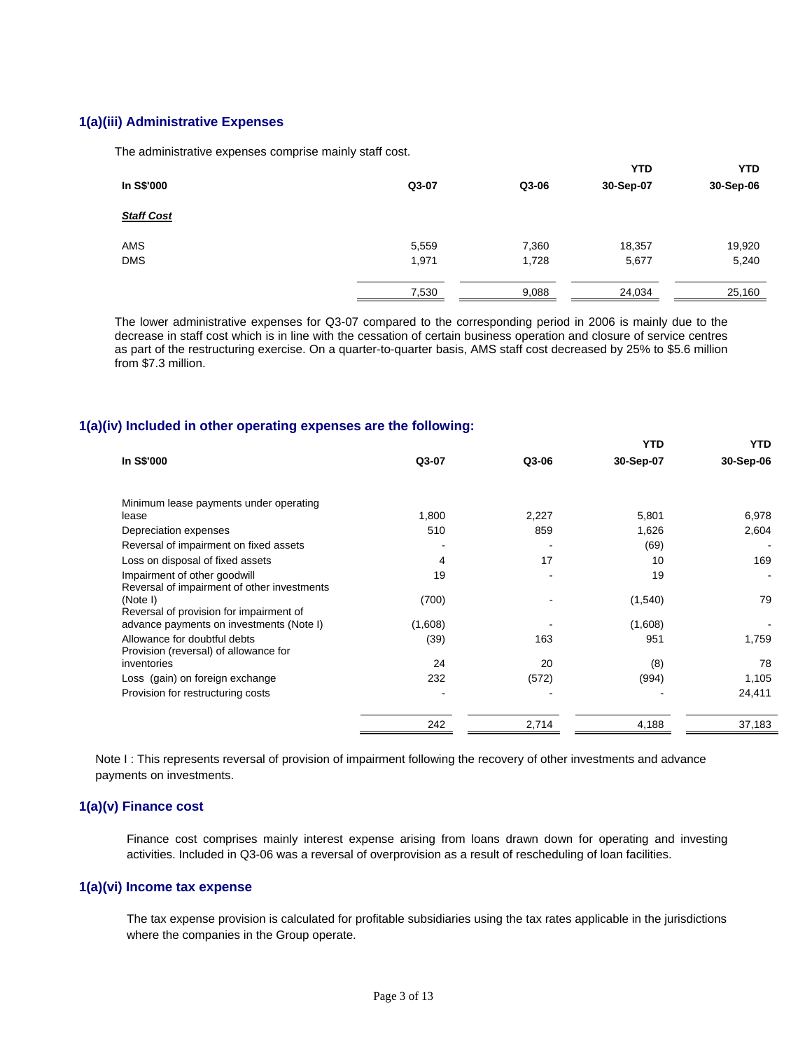### 1(a)(iii) Administrative Expenses

The administrative expenses comprise mainly staff cost.

| In S$'000 | Q3-07 | Q3-06 | YTD 30-Sep-07 | YTD 30-Sep-06 |
|---|---|---|---|---|
| ***Staff Cost*** | | | | |
| AMS | 5,559 | 7,360 | 18,357 | 19,920 |
| DMS | 1,971 | 1,728 | 5,677 | 5,240 |
| | 7,530 | 9,088 | 24,034 | 25,160 |

The lower administrative expenses for Q3-07 compared to the corresponding period in 2006 is mainly due to the decrease in staff cost which is in line with the cessation of certain business operation and closure of service centres as part of the restructuring exercise. On a quarter-to-quarter basis, AMS staff cost decreased by 25% to $5.6 million from $7.3 million.

### 1(a)(iv) Included in other operating expenses are the following:

| In S$'000 | Q3-07 | Q3-06 | YTD 30-Sep-07 | YTD 30-Sep-06 |
|---|---|---|---|---|
| Minimum lease payments under operating lease | 1,800 | 2,227 | 5,801 | 6,978 |
| Depreciation expenses | 510 | 859 | 1,626 | 2,604 |
| Reversal of impairment on fixed assets | - | - | (69) | - |
| Loss on disposal of fixed assets | 4 | 17 | 10 | 169 |
| Impairment of other goodwill | 19 | - | 19 | - |
| Reversal of impairment of other investments (Note I) | (700) | - | (1,540) | 79 |
| Reversal of provision for impairment of advance payments on investments (Note I) | (1,608) | - | (1,608) | - |
| Allowance for doubtful debts | (39) | 163 | 951 | 1,759 |
| Provision (reversal) of allowance for inventories | 24 | 20 | (8) | 78 |
| Loss (gain) on foreign exchange | 232 | (572) | (994) | 1,105 |
| Provision for restructuring costs | - | - | - | 24,411 |
| | 242 | 2,714 | 4,188 | 37,183 |

Note I : This represents reversal of provision of impairment following the recovery of other investments and advance payments on investments.

### 1(a)(v) Finance cost

Finance cost comprises mainly interest expense arising from loans drawn down for operating and investing activities. Included in Q3-06 was a reversal of overprovision as a result of rescheduling of loan facilities.

### 1(a)(vi) Income tax expense

The tax expense provision is calculated for profitable subsidiaries using the tax rates applicable in the jurisdictions where the companies in the Group operate.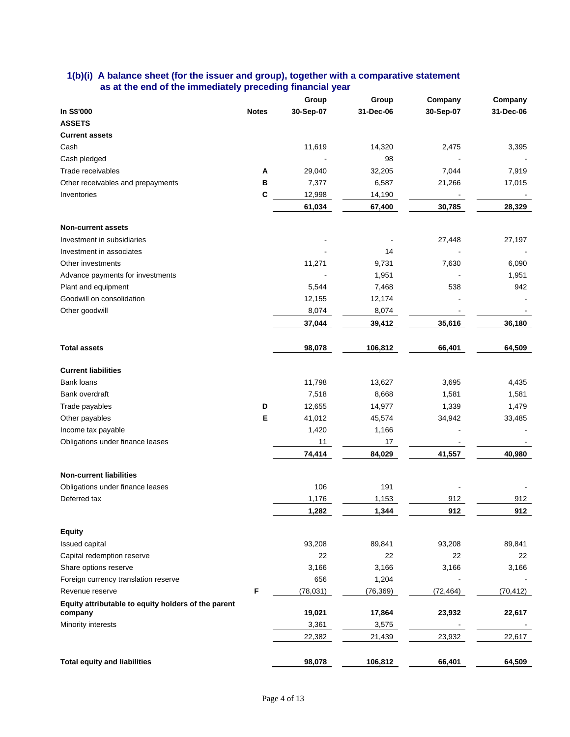### 1(b)(i) A balance sheet (for the issuer and group), together with a comparative statement as at the end of the immediately preceding financial year

| In S$'000 | Notes | Group 30-Sep-07 | Group 31-Dec-06 | Company 30-Sep-07 | Company 31-Dec-06 |
|---|---|---|---|---|---|
| **ASSETS** | | | | | |
| **Current assets** | | | | | |
| Cash | | 11,619 | 14,320 | 2,475 | 3,395 |
| Cash pledged | | - | 98 | - | - |
| Trade receivables | A | 29,040 | 32,205 | 7,044 | 7,919 |
| Other receivables and prepayments | B | 7,377 | 6,587 | 21,266 | 17,015 |
| Inventories | C | 12,998 | 14,190 | - | - |
| | | **61,034** | **67,400** | **30,785** | **28,329** |
| **Non-current assets** | | | | | |
| Investment in subsidiaries | | - | - | 27,448 | 27,197 |
| Investment in associates | | - | 14 | - | - |
| Other investments | | 11,271 | 9,731 | 7,630 | 6,090 |
| Advance payments for investments | | - | 1,951 | - | 1,951 |
| Plant and equipment | | 5,544 | 7,468 | 538 | 942 |
| Goodwill on consolidation | | 12,155 | 12,174 | - | - |
| Other goodwill | | 8,074 | 8,074 | - | - |
| | | **37,044** | **39,412** | **35,616** | **36,180** |
| **Total assets** | | **98,078** | **106,812** | **66,401** | **64,509** |
| **Current liabilities** | | | | | |
| Bank loans | | 11,798 | 13,627 | 3,695 | 4,435 |
| Bank overdraft | | 7,518 | 8,668 | 1,581 | 1,581 |
| Trade payables | D | 12,655 | 14,977 | 1,339 | 1,479 |
| Other payables | E | 41,012 | 45,574 | 34,942 | 33,485 |
| Income tax payable | | 1,420 | 1,166 | - | - |
| Obligations under finance leases | | 11 | 17 | - | - |
| | | **74,414** | **84,029** | **41,557** | **40,980** |
| **Non-current liabilities** | | | | | |
| Obligations under finance leases | | 106 | 191 | - | - |
| Deferred tax | | 1,176 | 1,153 | 912 | 912 |
| | | **1,282** | **1,344** | **912** | **912** |
| **Equity** | | | | | |
| Issued capital | | 93,208 | 89,841 | 93,208 | 89,841 |
| Capital redemption reserve | | 22 | 22 | 22 | 22 |
| Share options reserve | | 3,166 | 3,166 | 3,166 | 3,166 |
| Foreign currency translation reserve | | 656 | 1,204 | - | - |
| Revenue reserve | F | (78,031) | (76,369) | (72,464) | (70,412) |
| **Equity attributable to equity holders of the parent company** | | **19,021** | **17,864** | **23,932** | **22,617** |
| Minority interests | | 3,361 | 3,575 | - | - |
| | | 22,382 | 21,439 | 23,932 | 22,617 |
| **Total equity and liabilities** | | **98,078** | **106,812** | **66,401** | **64,509** |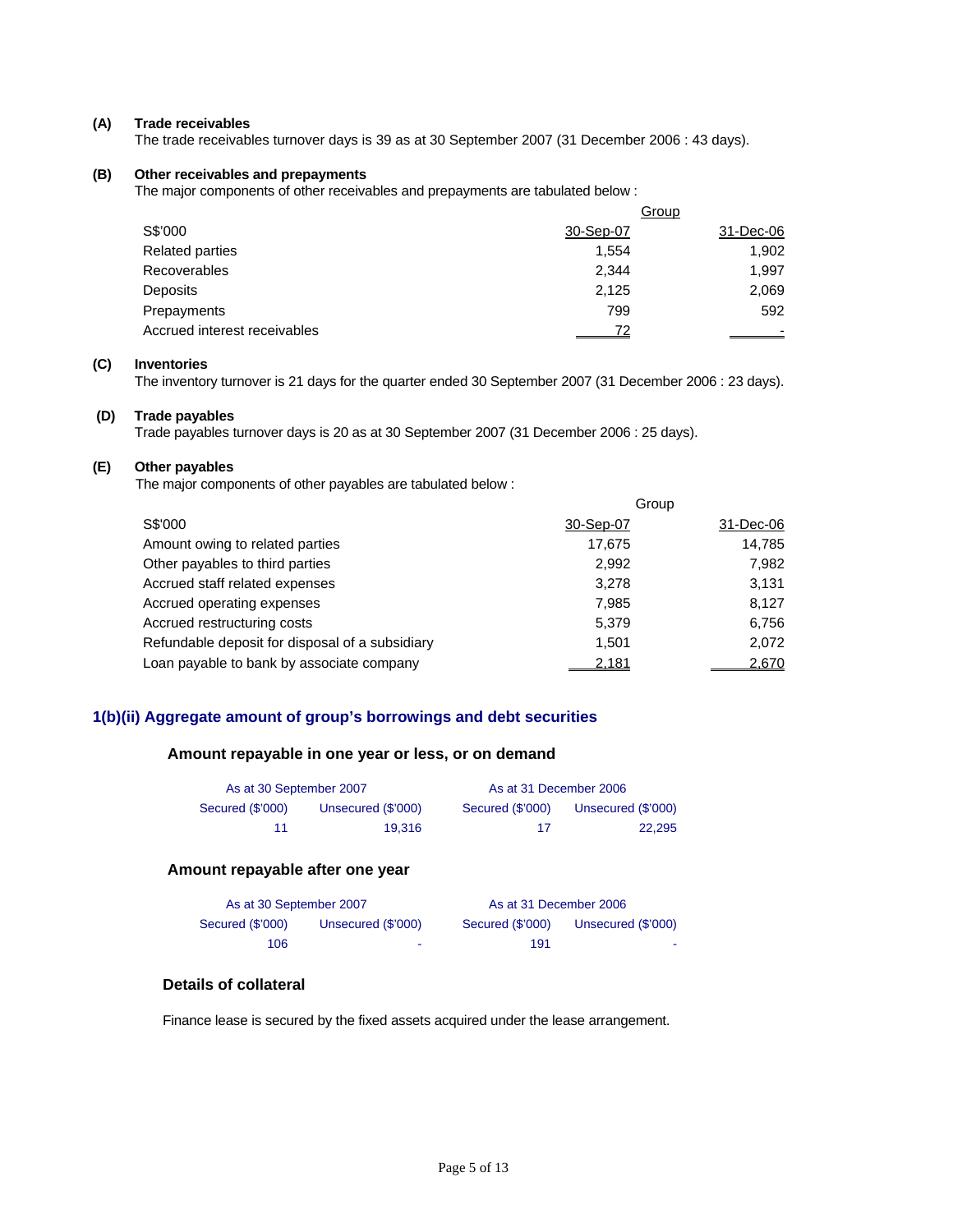**(A) Trade receivables**

The trade receivables turnover days is 39 as at 30 September 2007 (31 December 2006 : 43 days).

**(B) Other receivables and prepayments**

The major components of other receivables and prepayments are tabulated below :

| | Group | |
|---|---|---|
| S$'000 | 30-Sep-07 | 31-Dec-06 |
| Related parties | 1,554 | 1,902 |
| Recoverables | 2,344 | 1,997 |
| Deposits | 2,125 | 2,069 |
| Prepayments | 799 | 592 |
| Accrued interest receivables | 72 | - |

**(C) Inventories**

The inventory turnover is 21 days for the quarter ended 30 September 2007 (31 December 2006 : 23 days).

**(D) Trade payables**

Trade payables turnover days is 20 as at 30 September 2007 (31 December 2006 : 25 days).

**(E) Other payables**

The major components of other payables are tabulated below :

| | Group | |
|---|---|---|
| S$'000 | 30-Sep-07 | 31-Dec-06 |
| Amount owing to related parties | 17,675 | 14,785 |
| Other payables to third parties | 2,992 | 7,982 |
| Accrued staff related expenses | 3,278 | 3,131 |
| Accrued operating expenses | 7,985 | 8,127 |
| Accrued restructuring costs | 5,379 | 6,756 |
| Refundable deposit for disposal of a subsidiary | 1,501 | 2,072 |
| Loan payable to bank by associate company | 2,181 | 2,670 |

## 1(b)(ii) Aggregate amount of group's borrowings and debt securities

### Amount repayable in one year or less, or on demand

| As at 30 September 2007 | | As at 31 December 2006 | |
|---|---|---|---|
| Secured ($'000) | Unsecured ($'000) | Secured ($'000) | Unsecured ($'000) |
| 11 | 19,316 | 17 | 22,295 |

### Amount repayable after one year

| As at 30 September 2007 | | As at 31 December 2006 | |
|---|---|---|---|
| Secured ($'000) | Unsecured ($'000) | Secured ($'000) | Unsecured ($'000) |
| 106 | - | 191 | - |

### Details of collateral

Finance lease is secured by the fixed assets acquired under the lease arrangement.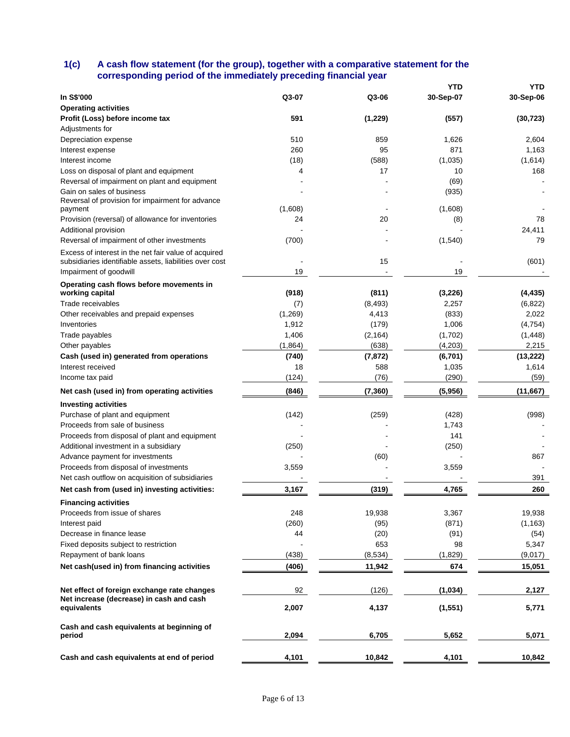## 1(c) A cash flow statement (for the group), together with a comparative statement for the corresponding period of the immediately preceding financial year

| In S$'000 | Q3-07 | Q3-06 | YTD 30-Sep-07 | YTD 30-Sep-06 |
|---|---|---|---|---|
| **Operating activities** | | | | |
| **Profit (Loss) before income tax** | **591** | **(1,229)** | **(557)** | **(30,723)** |
| Adjustments for | | | | |
| Depreciation expense | 510 | 859 | 1,626 | 2,604 |
| Interest expense | 260 | 95 | 871 | 1,163 |
| Interest income | (18) | (588) | (1,035) | (1,614) |
| Loss on disposal of plant and equipment | 4 | 17 | 10 | 168 |
| Reversal of impairment on plant and equipment | - | - | (69) | - |
| Gain on sales of business | - | - | (935) | - |
| Reversal of provision for impairment for advance payment | (1,608) | - | (1,608) | - |
| Provision (reversal) of allowance for inventories | 24 | 20 | (8) | 78 |
| Additional provision | - | - | - | 24,411 |
| Reversal of impairment of other investments | (700) | - | (1,540) | 79 |
| Excess of interest in the net fair value of acquired subsidiaries identifiable assets, liabilities over cost | - | 15 | - | (601) |
| Impairment of goodwill | 19 | - | 19 | - |
| **Operating cash flows before movements in working capital** | **(918)** | **(811)** | **(3,226)** | **(4,435)** |
| Trade receivables | (7) | (8,493) | 2,257 | (6,822) |
| Other receivables and prepaid expenses | (1,269) | 4,413 | (833) | 2,022 |
| Inventories | 1,912 | (179) | 1,006 | (4,754) |
| Trade payables | 1,406 | (2,164) | (1,702) | (1,448) |
| Other payables | (1,864) | (638) | (4,203) | 2,215 |
| **Cash (used in) generated from operations** | **(740)** | **(7,872)** | **(6,701)** | **(13,222)** |
| Interest received | 18 | 588 | 1,035 | 1,614 |
| Income tax paid | (124) | (76) | (290) | (59) |
| **Net cash (used in) from operating activities** | **(846)** | **(7,360)** | **(5,956)** | **(11,667)** |
| **Investing activities** | | | | |
| Purchase of plant and equipment | (142) | (259) | (428) | (998) |
| Proceeds from sale of business | - | - | 1,743 | - |
| Proceeds from disposal of plant and equipment | - | - | 141 | - |
| Additional investment in a subsidiary | (250) | - | (250) | - |
| Advance payment for investments | - | (60) | - | 867 |
| Proceeds from disposal of investments | 3,559 | - | 3,559 | - |
| Net cash outflow on acquisition of subsidiaries | - | - | - | 391 |
| **Net cash from (used in) investing activities:** | **3,167** | **(319)** | **4,765** | **260** |
| **Financing activities** | | | | |
| Proceeds from issue of shares | 248 | 19,938 | 3,367 | 19,938 |
| Interest paid | (260) | (95) | (871) | (1,163) |
| Decrease in finance lease | 44 | (20) | (91) | (54) |
| Fixed deposits subject to restriction | - | 653 | 98 | 5,347 |
| Repayment of bank loans | (438) | (8,534) | (1,829) | (9,017) |
| **Net cash(used in) from financing activities** | **(406)** | **11,942** | **674** | **15,051** |
| **Net effect of foreign exchange rate changes** | 92 | (126) | **(1,034)** | **2,127** |
| **Net increase (decrease) in cash and cash equivalents** | **2,007** | **4,137** | **(1,551)** | **5,771** |
| **Cash and cash equivalents at beginning of period** | **2,094** | **6,705** | **5,652** | **5,071** |
| **Cash and cash equivalents at end of period** | **4,101** | **10,842** | **4,101** | **10,842** |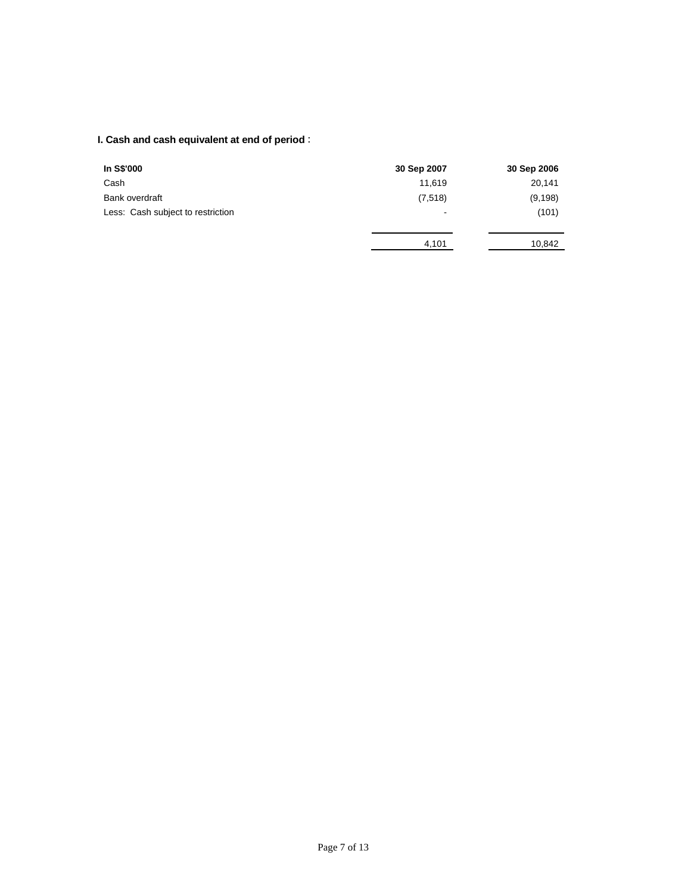**I. Cash and cash equivalent at end of period** :

| In S$'000 | 30 Sep 2007 | 30 Sep 2006 |
|---|---|---|
| Cash | 11,619 | 20,141 |
| Bank overdraft | (7,518) | (9,198) |
| Less: Cash subject to restriction | - | (101) |
| | 4,101 | 10,842 |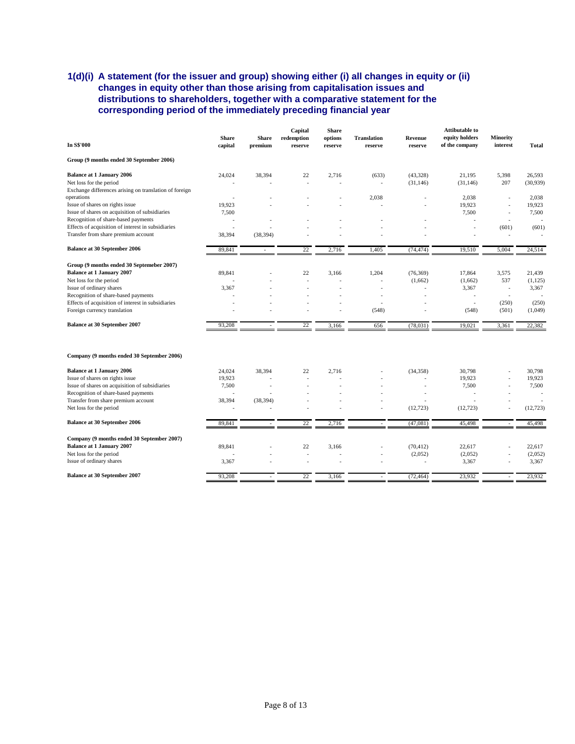### 1(d)(i) A statement (for the issuer and group) showing either (i) all changes in equity or (ii) changes in equity other than those arising from capitalisation issues and distributions to shareholders, together with a comparative statement for the corresponding period of the immediately preceding financial year

| In S$'000 | Share capital | Share premium | Capital redemption reserve | Share options reserve | Translation reserve | Revenue reserve | Attibutable to equity holders of the company | Minority interest | Total |
|---|---|---|---|---|---|---|---|---|---|
| **Group (9 months ended 30 September 2006)** | | | | | | | | | |
| **Balance at 1 January 2006** | 24,024 | 38,394 | 22 | 2,716 | (633) | (43,328) | 21,195 | 5,398 | 26,593 |
| Net loss for the period | - | - | - | - | - | (31,146) | (31,146) | 207 | (30,939) |
| Exchange differences arising on translation of foreign operations | - | - | - | - | 2,038 | - | 2,038 | - | 2,038 |
| Issue of shares on rights issue | 19,923 | - | - | - | - | - | 19,923 | - | 19,923 |
| Issue of shares on acquisition of subsidiaries | 7,500 | | | | | | 7,500 | - | 7,500 |
| Recognition of share-based payments | - | - | - | - | - | - | - | - | - |
| Effects of acquisition of interest in subsidiaries | - | - | - | - | - | - | - | (601) | (601) |
| Transfer from share premium account | 38,394 | (38,394) | - | - | - | - | - | - | - |
| **Balance at 30 September 2006** | 89,841 | - | 22 | 2,716 | 1,405 | (74,474) | 19,510 | 5,004 | 24,514 |
| **Group (9 months ended 30 Septemeber 2007)** | | | | | | | | | |
| **Balance at 1 January 2007** | 89,841 | - | 22 | 3,166 | 1,204 | (76,369) | 17,864 | 3,575 | 21,439 |
| Net loss for the period | - | - | - | - | - | (1,662) | (1,662) | 537 | (1,125) |
| Issue of ordinary shares | 3,367 | - | - | - | - | - | 3,367 | - | 3,367 |
| Recognition of share-based payments | - | - | - | - | - | - | - | - | - |
| Effects of acquisition of interest in subsidiaries | - | - | - | - | - | - | - | (250) | (250) |
| Foreign currency translation | - | - | - | - | (548) | - | (548) | (501) | (1,049) |
| **Balance at 30 September 2007** | 93,208 | - | 22 | 3,166 | 656 | (78,031) | 19,021 | 3,361 | 22,382 |
| | | | | | | | | | |
| **Company (9 months ended 30 September 2006)** | | | | | | | | | |
| **Balance at 1 January 2006** | 24,024 | 38,394 | 22 | 2,716 | - | (34,358) | 30,798 | - | 30,798 |
| Issue of shares on rights issue | 19,923 | - | - | - | - | - | 19,923 | - | 19,923 |
| Issue of shares on acquisition of subsidiaries | 7,500 | - | - | - | - | - | 7,500 | - | 7,500 |
| Recognition of share-based payments | - | - | - | - | - | - | - | - | - |
| Transfer from share premium account | 38,394 | (38,394) | - | - | - | - | - | - | - |
| Net loss for the period | - | - | - | - | - | (12,723) | (12,723) | - | (12,723) |
| **Balance at 30 September 2006** | 89,841 | - | 22 | 2,716 | - | (47,081) | 45,498 | - | 45,498 |
| **Company (9 months ended 30 September 2007)** | | | | | | | | | |
| **Balance at 1 January 2007** | 89,841 | - | 22 | 3,166 | - | (70,412) | 22,617 | - | 22,617 |
| Net loss for the period | - | - | - | - | - | (2,052) | (2,052) | - | (2,052) |
| Issue of ordinary shares | 3,367 | - | - | - | - | - | 3,367 | - | 3,367 |
| **Balance at 30 September 2007** | 93,208 | - | 22 | 3,166 | - | (72,464) | 23,932 | - | 23,932 |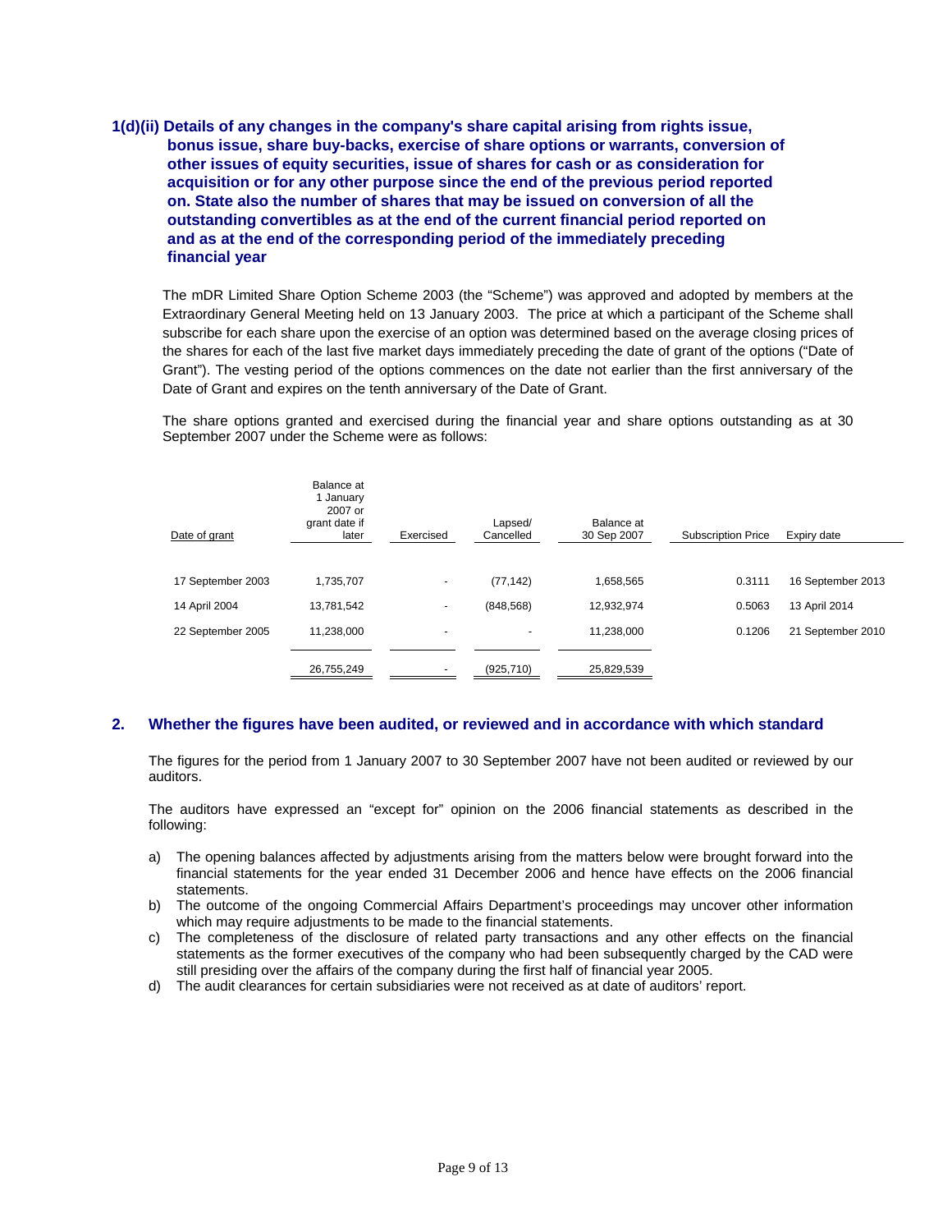## 1(d)(ii) Details of any changes in the company's share capital arising from rights issue, bonus issue, share buy-backs, exercise of share options or warrants, conversion of other issues of equity securities, issue of shares for cash or as consideration for acquisition or for any other purpose since the end of the previous period reported on. State also the number of shares that may be issued on conversion of all the outstanding convertibles as at the end of the current financial period reported on and as at the end of the corresponding period of the immediately preceding financial year

The mDR Limited Share Option Scheme 2003 (the "Scheme") was approved and adopted by members at the Extraordinary General Meeting held on 13 January 2003. The price at which a participant of the Scheme shall subscribe for each share upon the exercise of an option was determined based on the average closing prices of the shares for each of the last five market days immediately preceding the date of grant of the options ("Date of Grant"). The vesting period of the options commences on the date not earlier than the first anniversary of the Date of Grant and expires on the tenth anniversary of the Date of Grant.

The share options granted and exercised during the financial year and share options outstanding as at 30 September 2007 under the Scheme were as follows:

| Date of grant | Balance at 1 January 2007 or grant date if later | Exercised | Lapsed/ Cancelled | Balance at 30 Sep 2007 | Subscription Price | Expiry date |
|---|---|---|---|---|---|---|
| 17 September 2003 | 1,735,707 | - | (77,142) | 1,658,565 | 0.3111 | 16 September 2013 |
| 14 April 2004 | 13,781,542 | - | (848,568) | 12,932,974 | 0.5063 | 13 April 2014 |
| 22 September 2005 | 11,238,000 | - | - | 11,238,000 | 0.1206 | 21 September 2010 |
| | 26,755,249 | - | (925,710) | 25,829,539 | | |

## 2. Whether the figures have been audited, or reviewed and in accordance with which standard

The figures for the period from 1 January 2007 to 30 September 2007 have not been audited or reviewed by our auditors.

The auditors have expressed an "except for" opinion on the 2006 financial statements as described in the following:

a) The opening balances affected by adjustments arising from the matters below were brought forward into the financial statements for the year ended 31 December 2006 and hence have effects on the 2006 financial statements.
b) The outcome of the ongoing Commercial Affairs Department's proceedings may uncover other information which may require adjustments to be made to the financial statements.
c) The completeness of the disclosure of related party transactions and any other effects on the financial statements as the former executives of the company who had been subsequently charged by the CAD were still presiding over the affairs of the company during the first half of financial year 2005.
d) The audit clearances for certain subsidiaries were not received as at date of auditors' report.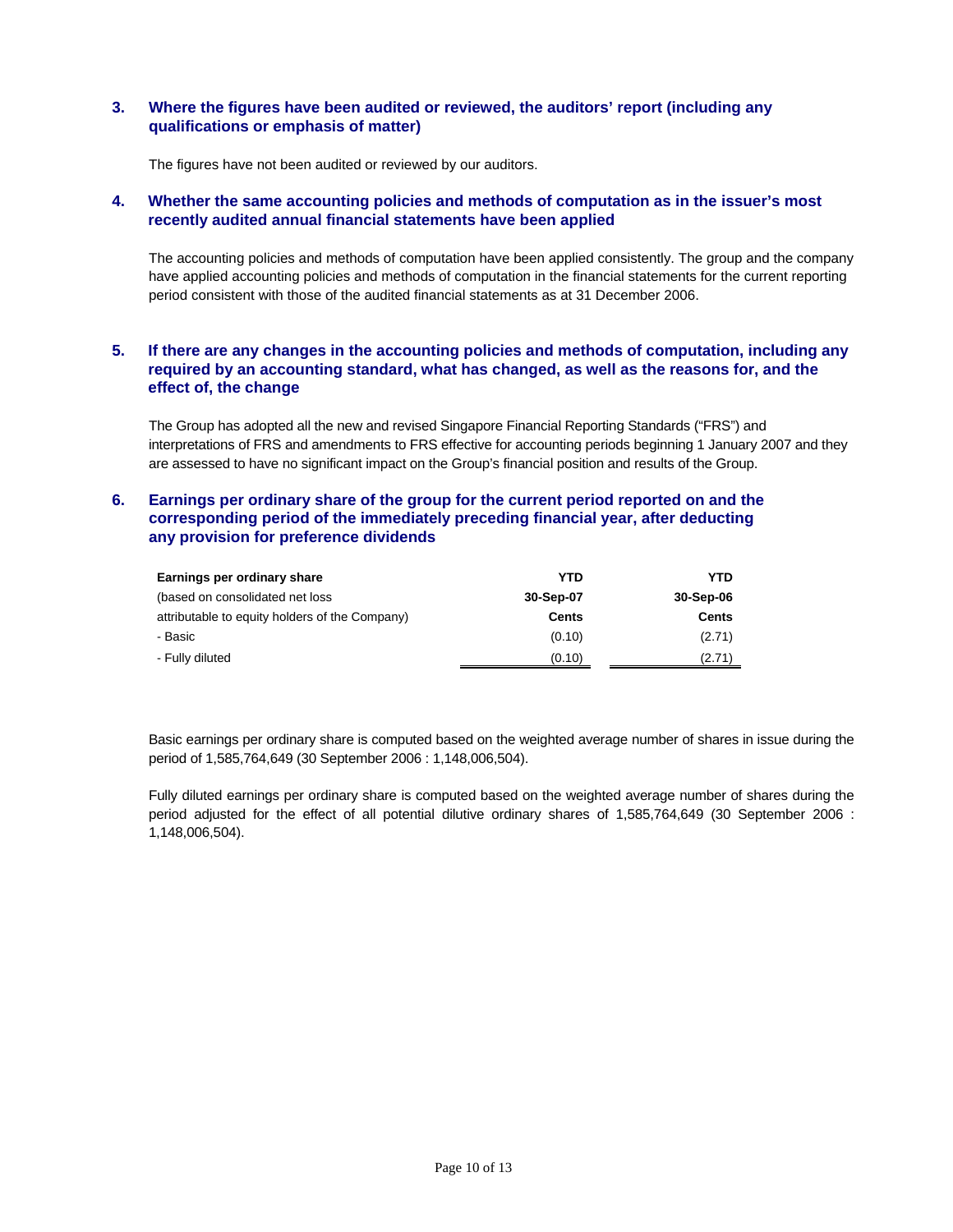### 3. Where the figures have been audited or reviewed, the auditors' report (including any qualifications or emphasis of matter)

The figures have not been audited or reviewed by our auditors.

### 4. Whether the same accounting policies and methods of computation as in the issuer's most recently audited annual financial statements have been applied

The accounting policies and methods of computation have been applied consistently. The group and the company have applied accounting policies and methods of computation in the financial statements for the current reporting period consistent with those of the audited financial statements as at 31 December 2006.

### 5. If there are any changes in the accounting policies and methods of computation, including any required by an accounting standard, what has changed, as well as the reasons for, and the effect of, the change

The Group has adopted all the new and revised Singapore Financial Reporting Standards ("FRS") and interpretations of FRS and amendments to FRS effective for accounting periods beginning 1 January 2007 and they are assessed to have no significant impact on the Group's financial position and results of the Group.

### 6. Earnings per ordinary share of the group for the current period reported on and the corresponding period of the immediately preceding financial year, after deducting any provision for preference dividends

| **Earnings per ordinary share** | **YTD** | **YTD** |
|---|---|---|
| (based on consolidated net loss | **30-Sep-07** | **30-Sep-06** |
| attributable to equity holders of the Company) | **Cents** | **Cents** |
| - Basic | (0.10) | (2.71) |
| - Fully diluted | (0.10) | (2.71) |

Basic earnings per ordinary share is computed based on the weighted average number of shares in issue during the period of 1,585,764,649 (30 September 2006 : 1,148,006,504).

Fully diluted earnings per ordinary share is computed based on the weighted average number of shares during the period adjusted for the effect of all potential dilutive ordinary shares of 1,585,764,649 (30 September 2006 : 1,148,006,504).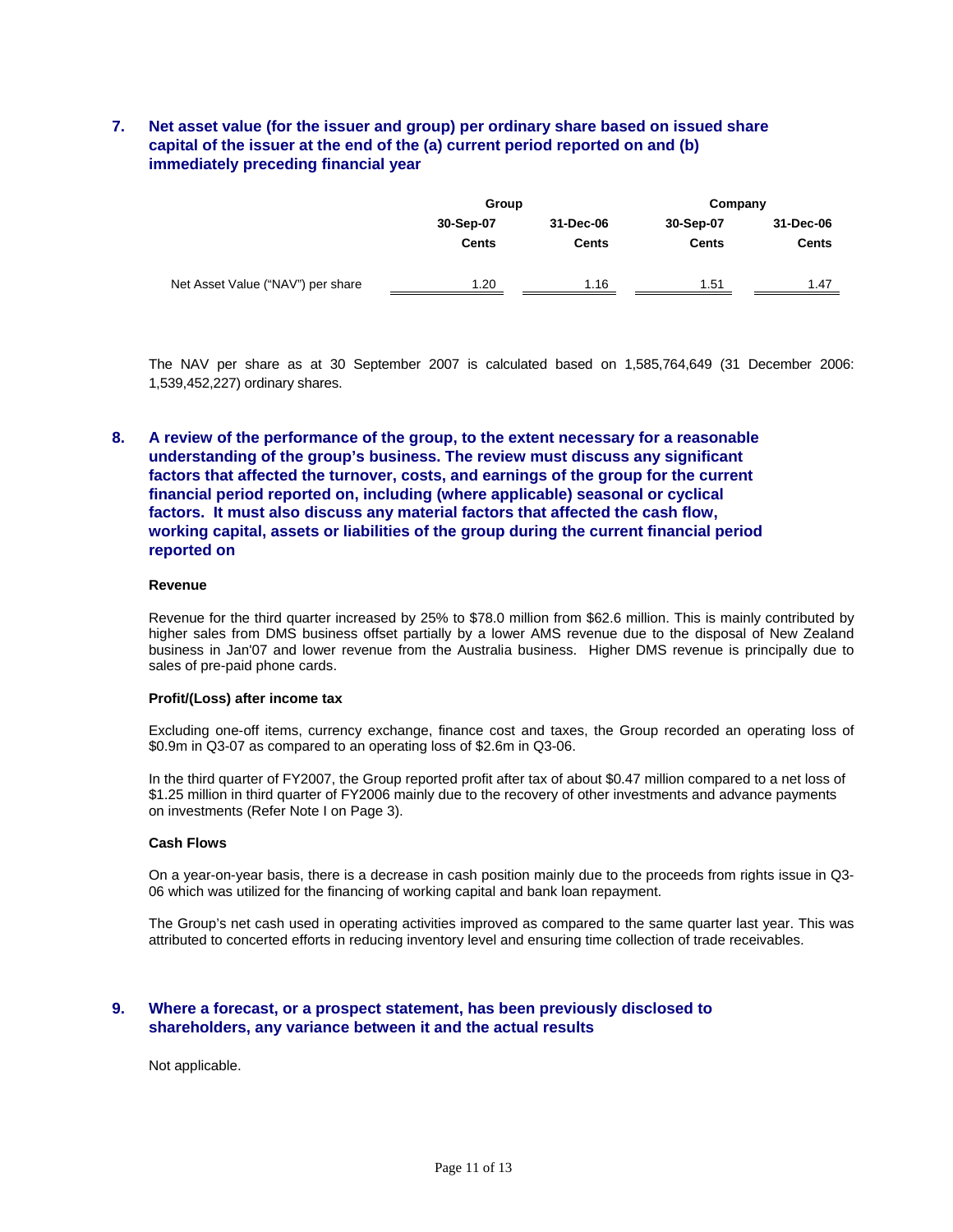## 7. Net asset value (for the issuer and group) per ordinary share based on issued share capital of the issuer at the end of the (a) current period reported on and (b) immediately preceding financial year

| | Group | | Company | |
|---|---|---|---|---|
| | 30-Sep-07 | 31-Dec-06 | 30-Sep-07 | 31-Dec-06 |
| | Cents | Cents | Cents | Cents |
| Net Asset Value ("NAV") per share | 1.20 | 1.16 | 1.51 | 1.47 |

The NAV per share as at 30 September 2007 is calculated based on 1,585,764,649 (31 December 2006: 1,539,452,227) ordinary shares.

## 8. A review of the performance of the group, to the extent necessary for a reasonable understanding of the group's business. The review must discuss any significant factors that affected the turnover, costs, and earnings of the group for the current financial period reported on, including (where applicable) seasonal or cyclical factors. It must also discuss any material factors that affected the cash flow, working capital, assets or liabilities of the group during the current financial period reported on

**Revenue**

Revenue for the third quarter increased by 25% to $78.0 million from $62.6 million. This is mainly contributed by higher sales from DMS business offset partially by a lower AMS revenue due to the disposal of New Zealand business in Jan'07 and lower revenue from the Australia business. Higher DMS revenue is principally due to sales of pre-paid phone cards.

**Profit/(Loss) after income tax**

Excluding one-off items, currency exchange, finance cost and taxes, the Group recorded an operating loss of $0.9m in Q3-07 as compared to an operating loss of $2.6m in Q3-06.

In the third quarter of FY2007, the Group reported profit after tax of about $0.47 million compared to a net loss of $1.25 million in third quarter of FY2006 mainly due to the recovery of other investments and advance payments on investments (Refer Note I on Page 3).

**Cash Flows**

On a year-on-year basis, there is a decrease in cash position mainly due to the proceeds from rights issue in Q3-06 which was utilized for the financing of working capital and bank loan repayment.

The Group's net cash used in operating activities improved as compared to the same quarter last year. This was attributed to concerted efforts in reducing inventory level and ensuring time collection of trade receivables.

## 9. Where a forecast, or a prospect statement, has been previously disclosed to shareholders, any variance between it and the actual results

Not applicable.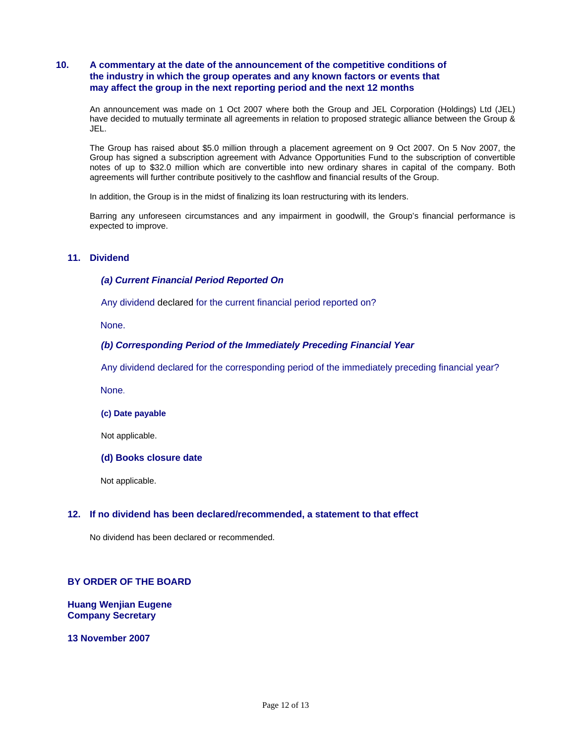## 10. A commentary at the date of the announcement of the competitive conditions of the industry in which the group operates and any known factors or events that may affect the group in the next reporting period and the next 12 months

An announcement was made on 1 Oct 2007 where both the Group and JEL Corporation (Holdings) Ltd (JEL) have decided to mutually terminate all agreements in relation to proposed strategic alliance between the Group & JEL.

The Group has raised about $5.0 million through a placement agreement on 9 Oct 2007. On 5 Nov 2007, the Group has signed a subscription agreement with Advance Opportunities Fund to the subscription of convertible notes of up to $32.0 million which are convertible into new ordinary shares in capital of the company. Both agreements will further contribute positively to the cashflow and financial results of the Group.

In addition, the Group is in the midst of finalizing its loan restructuring with its lenders.

Barring any unforeseen circumstances and any impairment in goodwill, the Group's financial performance is expected to improve.

## 11. Dividend

### *(a) Current Financial Period Reported On*

Any dividend declared for the current financial period reported on?

None.

### *(b) Corresponding Period of the Immediately Preceding Financial Year*

Any dividend declared for the corresponding period of the immediately preceding financial year?

None.

### (c) Date payable

Not applicable.

### (d) Books closure date

Not applicable.

## 12. If no dividend has been declared/recommended, a statement to that effect

No dividend has been declared or recommended.

**BY ORDER OF THE BOARD**

**Huang Wenjian Eugene**
**Company Secretary**

**13 November 2007**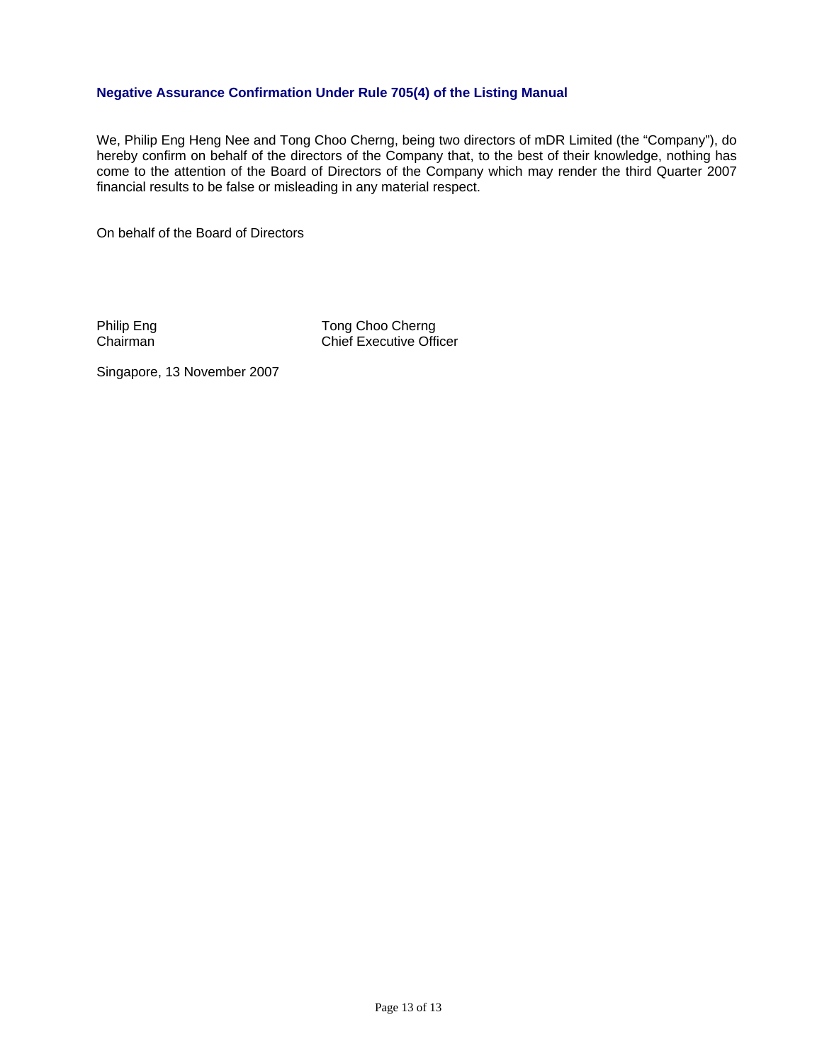**Negative Assurance Confirmation Under Rule 705(4) of the Listing Manual**

We, Philip Eng Heng Nee and Tong Choo Cherng, being two directors of mDR Limited (the "Company"), do hereby confirm on behalf of the directors of the Company that, to the best of their knowledge, nothing has come to the attention of the Board of Directors of the Company which may render the third Quarter 2007 financial results to be false or misleading in any material respect.

On behalf of the Board of Directors

| | |
|---|---|
| Philip Eng | Tong Choo Cherng |
| Chairman | Chief Executive Officer |

Singapore, 13 November 2007